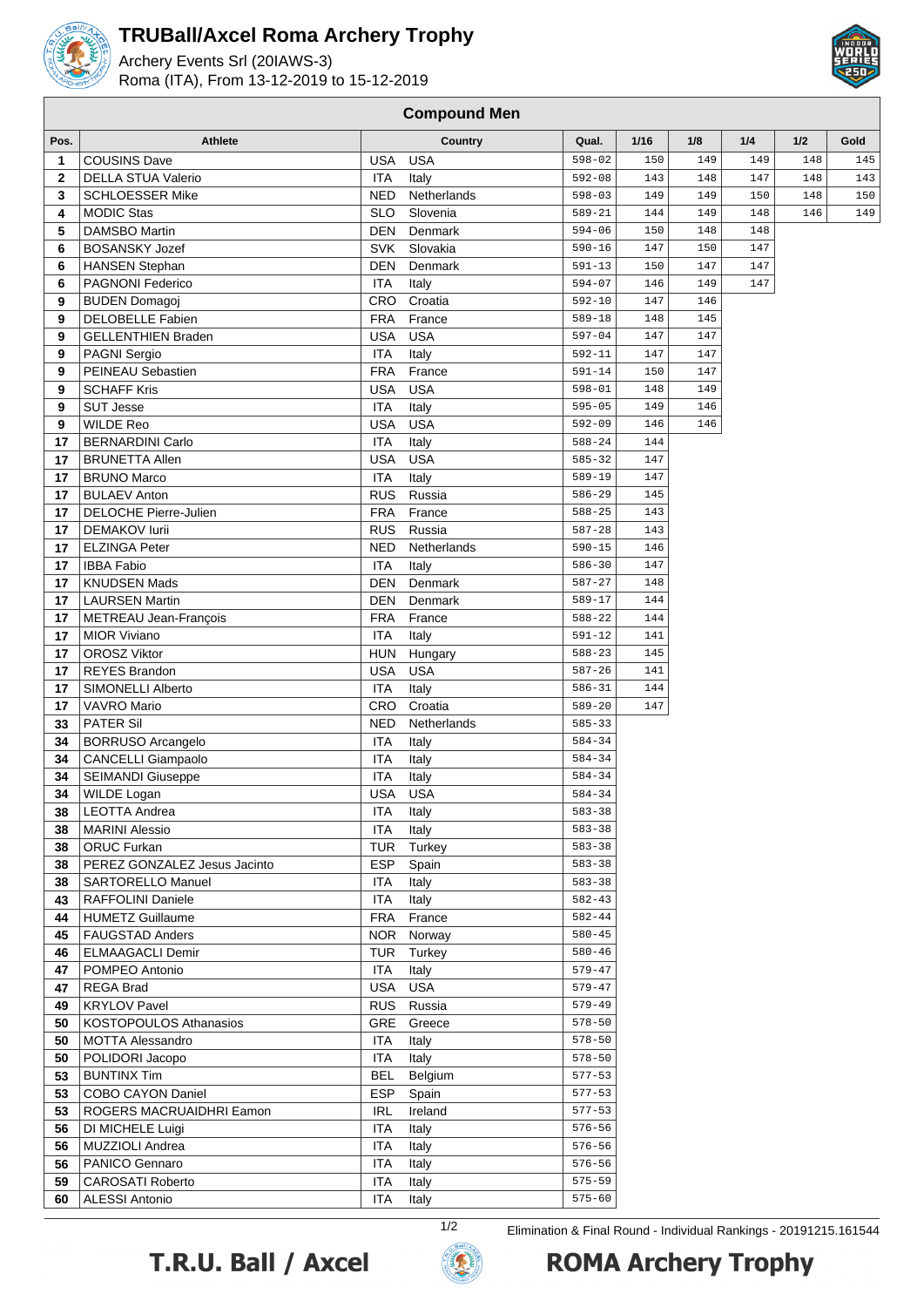# TRUBall/Axcel Roma Archery Trophy

Archery Events Srl (20IAWS-3)
Roma (ITA), From 13-12-2019 to 15-12-2019

## Compound Men

| Pos. | Athlete | Country | | Qual. | 1/16 | 1/8 | 1/4 | 1/2 | Gold |
|---|---|---|---|---|---|---|---|---|---|
| 1 | COUSINS Dave | USA | USA | 598-02 | 150 | 149 | 149 | 148 | 145 |
| 2 | DELLA STUA Valerio | ITA | Italy | 592-08 | 143 | 148 | 147 | 148 | 143 |
| 3 | SCHLOESSER Mike | NED | Netherlands | 598-03 | 149 | 149 | 150 | 148 | 150 |
| 4 | MODIC Stas | SLO | Slovenia | 589-21 | 144 | 149 | 148 | 146 | 149 |
| 5 | DAMSBO Martin | DEN | Denmark | 594-06 | 150 | 148 | 148 | | |
| 6 | BOSANSKY Jozef | SVK | Slovakia | 590-16 | 147 | 150 | 147 | | |
| 6 | HANSEN Stephan | DEN | Denmark | 591-13 | 150 | 147 | 147 | | |
| 6 | PAGNONI Federico | ITA | Italy | 594-07 | 146 | 149 | 147 | | |
| 9 | BUDEN Domagoj | CRO | Croatia | 592-10 | 147 | 146 | | | |
| 9 | DELOBELLE Fabien | FRA | France | 589-18 | 148 | 145 | | | |
| 9 | GELLENTHIEN Braden | USA | USA | 597-04 | 147 | 147 | | | |
| 9 | PAGNI Sergio | ITA | Italy | 592-11 | 147 | 147 | | | |
| 9 | PEINEAU Sebastien | FRA | France | 591-14 | 150 | 147 | | | |
| 9 | SCHAFF Kris | USA | USA | 598-01 | 148 | 149 | | | |
| 9 | SUT Jesse | ITA | Italy | 595-05 | 149 | 146 | | | |
| 9 | WILDE Reo | USA | USA | 592-09 | 146 | 146 | | | |
| 17 | BERNARDINI Carlo | ITA | Italy | 588-24 | 144 | | | | |
| 17 | BRUNETTA Allen | USA | USA | 585-32 | 147 | | | | |
| 17 | BRUNO Marco | ITA | Italy | 589-19 | 147 | | | | |
| 17 | BULAEV Anton | RUS | Russia | 586-29 | 145 | | | | |
| 17 | DELOCHE Pierre-Julien | FRA | France | 588-25 | 143 | | | | |
| 17 | DEMAKOV Iurii | RUS | Russia | 587-28 | 143 | | | | |
| 17 | ELZINGA Peter | NED | Netherlands | 590-15 | 146 | | | | |
| 17 | IBBA Fabio | ITA | Italy | 586-30 | 147 | | | | |
| 17 | KNUDSEN Mads | DEN | Denmark | 587-27 | 148 | | | | |
| 17 | LAURSEN Martin | DEN | Denmark | 589-17 | 144 | | | | |
| 17 | METREAU Jean-François | FRA | France | 588-22 | 144 | | | | |
| 17 | MIOR Viviano | ITA | Italy | 591-12 | 141 | | | | |
| 17 | OROSZ Viktor | HUN | Hungary | 588-23 | 145 | | | | |
| 17 | REYES Brandon | USA | USA | 587-26 | 141 | | | | |
| 17 | SIMONELLI Alberto | ITA | Italy | 586-31 | 144 | | | | |
| 17 | VAVRO Mario | CRO | Croatia | 589-20 | 147 | | | | |
| 33 | PATER Sil | NED | Netherlands | 585-33 | | | | | |
| 34 | BORRUSO Arcangelo | ITA | Italy | 584-34 | | | | | |
| 34 | CANCELLI Giampaolo | ITA | Italy | 584-34 | | | | | |
| 34 | SEIMANDI Giuseppe | ITA | Italy | 584-34 | | | | | |
| 34 | WILDE Logan | USA | USA | 584-34 | | | | | |
| 38 | LEOTTA Andrea | ITA | Italy | 583-38 | | | | | |
| 38 | MARINI Alessio | ITA | Italy | 583-38 | | | | | |
| 38 | ORUC Furkan | TUR | Turkey | 583-38 | | | | | |
| 38 | PEREZ GONZALEZ Jesus Jacinto | ESP | Spain | 583-38 | | | | | |
| 38 | SARTORELLO Manuel | ITA | Italy | 583-38 | | | | | |
| 43 | RAFFOLINI Daniele | ITA | Italy | 582-43 | | | | | |
| 44 | HUMETZ Guillaume | FRA | France | 582-44 | | | | | |
| 45 | FAUGSTAD Anders | NOR | Norway | 580-45 | | | | | |
| 46 | ELMAAGACLI Demir | TUR | Turkey | 580-46 | | | | | |
| 47 | POMPEO Antonio | ITA | Italy | 579-47 | | | | | |
| 47 | REGA Brad | USA | USA | 579-47 | | | | | |
| 49 | KRYLOV Pavel | RUS | Russia | 579-49 | | | | | |
| 50 | KOSTOPOULOS Athanasios | GRE | Greece | 578-50 | | | | | |
| 50 | MOTTA Alessandro | ITA | Italy | 578-50 | | | | | |
| 50 | POLIDORI Jacopo | ITA | Italy | 578-50 | | | | | |
| 53 | BUNTINX Tim | BEL | Belgium | 577-53 | | | | | |
| 53 | COBO CAYON Daniel | ESP | Spain | 577-53 | | | | | |
| 53 | ROGERS MACRUAIDHRI Eamon | IRL | Ireland | 577-53 | | | | | |
| 56 | DI MICHELE Luigi | ITA | Italy | 576-56 | | | | | |
| 56 | MUZZIOLI Andrea | ITA | Italy | 576-56 | | | | | |
| 56 | PANICO Gennaro | ITA | Italy | 576-56 | | | | | |
| 59 | CAROSATI Roberto | ITA | Italy | 575-59 | | | | | |
| 60 | ALESSI Antonio | ITA | Italy | 575-60 | | | | | |

Elimination & Final Round - Individual Rankings - 20191215.161544

T.R.U. Ball / Axcel ROMA Archery Trophy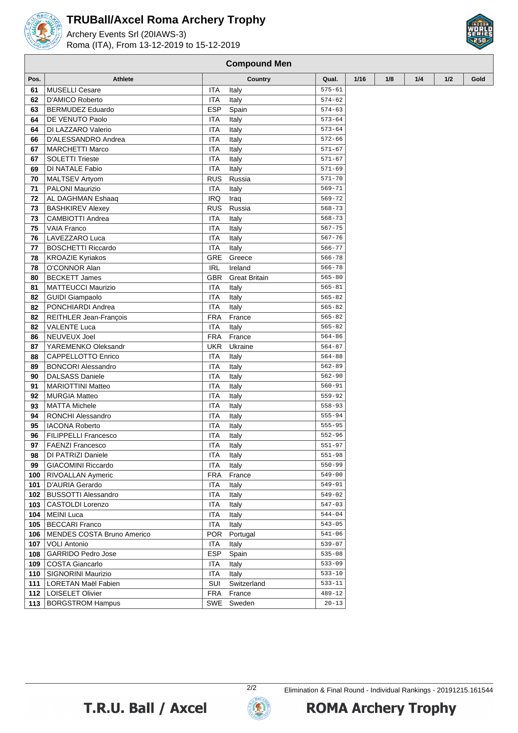# TRUBall/Axcel Roma Archery Trophy

Archery Events Srl (20IAWS-3)
Roma (ITA), From 13-12-2019 to 15-12-2019

## Compound Men

| Pos. | Athlete | Country | | Qual. | 1/16 | 1/8 | 1/4 | 1/2 | Gold |
|---|---|---|---|---|---|---|---|---|---|
| 61 | MUSELLI Cesare | ITA | Italy | 575-61 | | | | | |
| 62 | D'AMICO Roberto | ITA | Italy | 574-62 | | | | | |
| 63 | BERMUDEZ Eduardo | ESP | Spain | 574-63 | | | | | |
| 64 | DE VENUTO Paolo | ITA | Italy | 573-64 | | | | | |
| 64 | DI LAZZARO Valerio | ITA | Italy | 573-64 | | | | | |
| 66 | D'ALESSANDRO Andrea | ITA | Italy | 572-66 | | | | | |
| 67 | MARCHETTI Marco | ITA | Italy | 571-67 | | | | | |
| 67 | SOLETTI Trieste | ITA | Italy | 571-67 | | | | | |
| 69 | DI NATALE Fabio | ITA | Italy | 571-69 | | | | | |
| 70 | MALTSEV Artyom | RUS | Russia | 571-70 | | | | | |
| 71 | PALONI Maurizio | ITA | Italy | 569-71 | | | | | |
| 72 | AL DAGHMAN Eshaaq | IRQ | Iraq | 569-72 | | | | | |
| 73 | BASHKIREV Alexey | RUS | Russia | 568-73 | | | | | |
| 73 | CAMBIOTTI Andrea | ITA | Italy | 568-73 | | | | | |
| 75 | VAIA Franco | ITA | Italy | 567-75 | | | | | |
| 76 | LAVEZZARO Luca | ITA | Italy | 567-76 | | | | | |
| 77 | BOSCHETTI Riccardo | ITA | Italy | 566-77 | | | | | |
| 78 | KROAZIE Kyriakos | GRE | Greece | 566-78 | | | | | |
| 78 | O'CONNOR Alan | IRL | Ireland | 566-78 | | | | | |
| 80 | BECKETT James | GBR | Great Britain | 565-80 | | | | | |
| 81 | MATTEUCCI Maurizio | ITA | Italy | 565-81 | | | | | |
| 82 | GUIDI Giampaolo | ITA | Italy | 565-82 | | | | | |
| 82 | PONCHIARDI Andrea | ITA | Italy | 565-82 | | | | | |
| 82 | REITHLER Jean-François | FRA | France | 565-82 | | | | | |
| 82 | VALENTE Luca | ITA | Italy | 565-82 | | | | | |
| 86 | NEUVEUX Joel | FRA | France | 564-86 | | | | | |
| 87 | YAREMENKO Oleksandr | UKR | Ukraine | 564-87 | | | | | |
| 88 | CAPPELLOTTO Enrico | ITA | Italy | 564-88 | | | | | |
| 89 | BONCORI Alessandro | ITA | Italy | 562-89 | | | | | |
| 90 | DALSASS Daniele | ITA | Italy | 562-90 | | | | | |
| 91 | MARIOTTINI Matteo | ITA | Italy | 560-91 | | | | | |
| 92 | MURGIA Matteo | ITA | Italy | 559-92 | | | | | |
| 93 | MATTA Michele | ITA | Italy | 558-93 | | | | | |
| 94 | RONCHI Alessandro | ITA | Italy | 555-94 | | | | | |
| 95 | IACONA Roberto | ITA | Italy | 555-95 | | | | | |
| 96 | FILIPPELLI Francesco | ITA | Italy | 552-96 | | | | | |
| 97 | FAENZI Francesco | ITA | Italy | 551-97 | | | | | |
| 98 | DI PATRIZI Daniele | ITA | Italy | 551-98 | | | | | |
| 99 | GIACOMINI Riccardo | ITA | Italy | 550-99 | | | | | |
| 100 | RIVOALLAN Aymeric | FRA | France | 549-00 | | | | | |
| 101 | D'AURIA Gerardo | ITA | Italy | 549-01 | | | | | |
| 102 | BUSSOTTI Alessandro | ITA | Italy | 549-02 | | | | | |
| 103 | CASTOLDI Lorenzo | ITA | Italy | 547-03 | | | | | |
| 104 | MEINI Luca | ITA | Italy | 544-04 | | | | | |
| 105 | BECCARI Franco | ITA | Italy | 543-05 | | | | | |
| 106 | MENDES COSTA Bruno Americo | POR | Portugal | 541-06 | | | | | |
| 107 | VOLI Antonio | ITA | Italy | 539-07 | | | | | |
| 108 | GARRIDO Pedro Jose | ESP | Spain | 535-08 | | | | | |
| 109 | COSTA Giancarlo | ITA | Italy | 533-09 | | | | | |
| 110 | SIGNORINI Maurizio | ITA | Italy | 533-10 | | | | | |
| 111 | LORETAN Maël Fabien | SUI | Switzerland | 533-11 | | | | | |
| 112 | LOISELET Olivier | FRA | France | 489-12 | | | | | |
| 113 | BORGSTROM Hampus | SWE | Sweden | 20-13 | | | | | |

Elimination & Final Round - Individual Rankings - 20191215.161544

T.R.U. Ball / Axcel — ROMA Archery Trophy